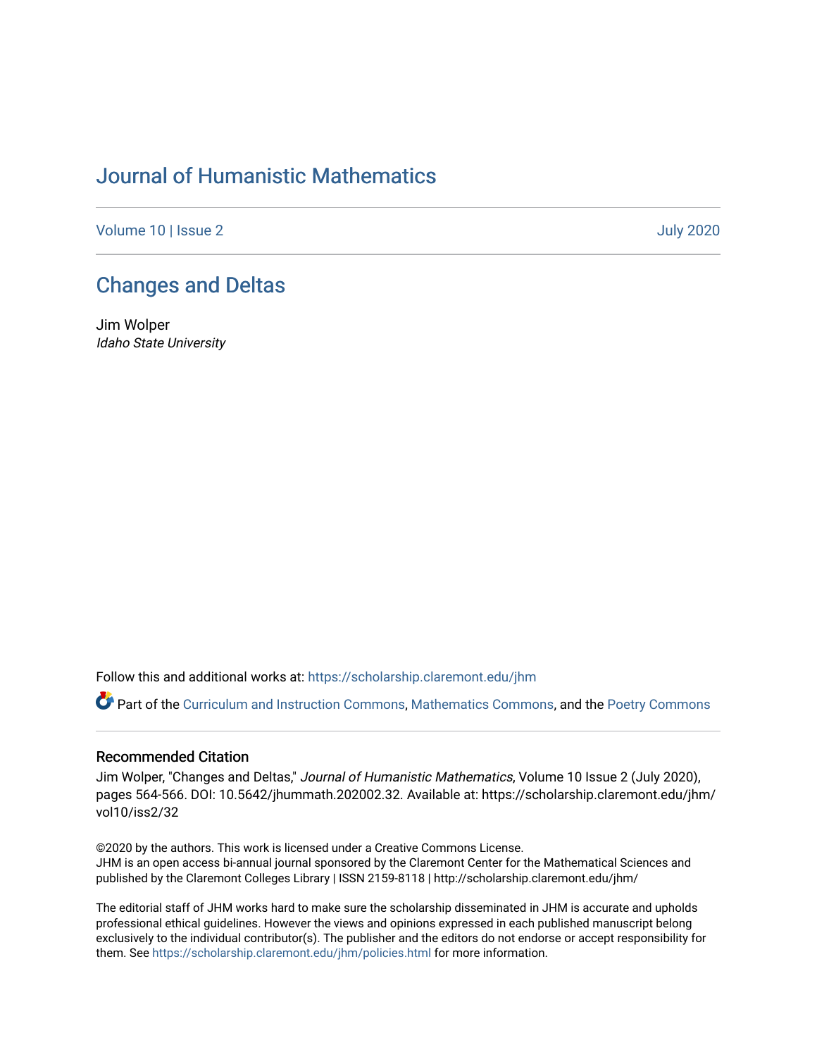# Journal of Humanistic Mathematics

Volume 10 | Issue 2 July 2020

## Changes and Deltas

Jim Wolper
*Idaho State University*

Follow this and additional works at: https://scholarship.claremont.edu/jhm

Part of the Curriculum and Instruction Commons, Mathematics Commons, and the Poetry Commons

### Recommended Citation

Jim Wolper, "Changes and Deltas," *Journal of Humanistic Mathematics*, Volume 10 Issue 2 (July 2020), pages 564-566. DOI: 10.5642/jhummath.202002.32. Available at: https://scholarship.claremont.edu/jhm/vol10/iss2/32

©2020 by the authors. This work is licensed under a Creative Commons License.
JHM is an open access bi-annual journal sponsored by the Claremont Center for the Mathematical Sciences and published by the Claremont Colleges Library | ISSN 2159-8118 | http://scholarship.claremont.edu/jhm/

The editorial staff of JHM works hard to make sure the scholarship disseminated in JHM is accurate and upholds professional ethical guidelines. However the views and opinions expressed in each published manuscript belong exclusively to the individual contributor(s). The publisher and the editors do not endorse or accept responsibility for them. See https://scholarship.claremont.edu/jhm/policies.html for more information.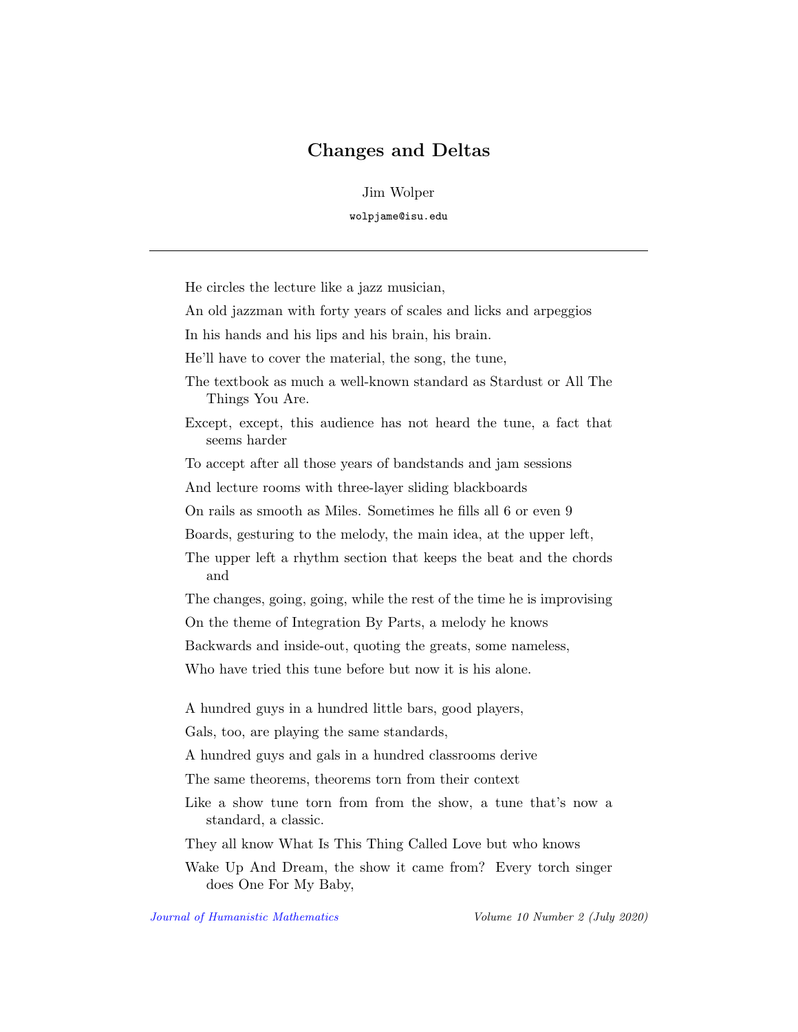# Changes and Deltas

Jim Wolper

wolpjame@isu.edu

---

He circles the lecture like a jazz musician,

An old jazzman with forty years of scales and licks and arpeggios

In his hands and his lips and his brain, his brain.

He'll have to cover the material, the song, the tune,

The textbook as much a well-known standard as Stardust or All The Things You Are.

Except, except, this audience has not heard the tune, a fact that seems harder

To accept after all those years of bandstands and jam sessions

And lecture rooms with three-layer sliding blackboards

On rails as smooth as Miles. Sometimes he fills all 6 or even 9

Boards, gesturing to the melody, the main idea, at the upper left,

The upper left a rhythm section that keeps the beat and the chords and

The changes, going, going, while the rest of the time he is improvising

On the theme of Integration By Parts, a melody he knows

Backwards and inside-out, quoting the greats, some nameless,

Who have tried this tune before but now it is his alone.

A hundred guys in a hundred little bars, good players,

Gals, too, are playing the same standards,

A hundred guys and gals in a hundred classrooms derive

The same theorems, theorems torn from their context

Like a show tune torn from from the show, a tune that's now a standard, a classic.

They all know What Is This Thing Called Love but who knows

Wake Up And Dream, the show it came from? Every torch singer does One For My Baby,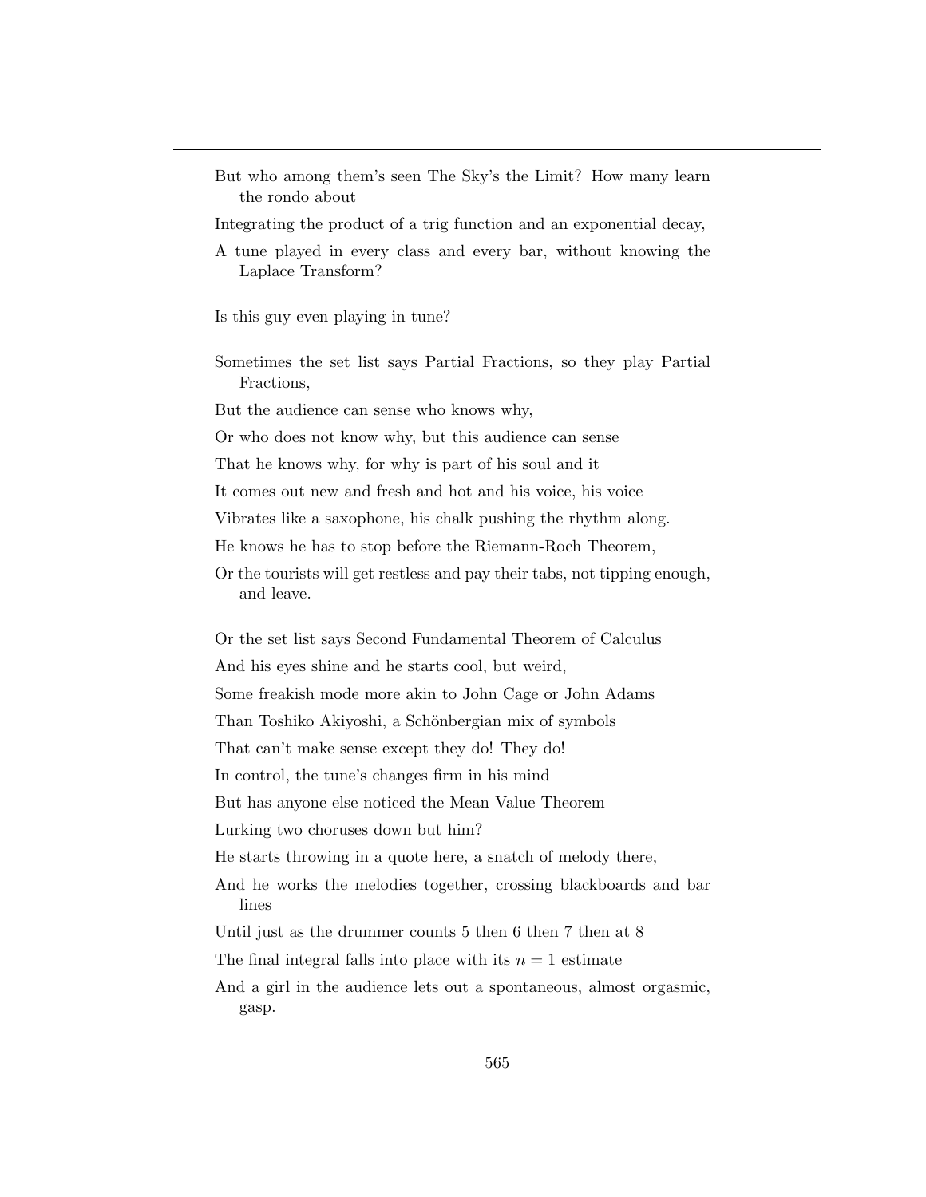But who among them's seen The Sky's the Limit? How many learn the rondo about

Integrating the product of a trig function and an exponential decay,

A tune played in every class and every bar, without knowing the Laplace Transform?

Is this guy even playing in tune?

Sometimes the set list says Partial Fractions, so they play Partial Fractions,

But the audience can sense who knows why,

Or who does not know why, but this audience can sense

That he knows why, for why is part of his soul and it

It comes out new and fresh and hot and his voice, his voice

Vibrates like a saxophone, his chalk pushing the rhythm along.

He knows he has to stop before the Riemann-Roch Theorem,

Or the tourists will get restless and pay their tabs, not tipping enough, and leave.

Or the set list says Second Fundamental Theorem of Calculus

And his eyes shine and he starts cool, but weird,

Some freakish mode more akin to John Cage or John Adams

Than Toshiko Akiyoshi, a Schönbergian mix of symbols

That can't make sense except they do! They do!

In control, the tune's changes firm in his mind

But has anyone else noticed the Mean Value Theorem

Lurking two choruses down but him?

He starts throwing in a quote here, a snatch of melody there,

And he works the melodies together, crossing blackboards and bar lines

Until just as the drummer counts 5 then 6 then 7 then at 8

The final integral falls into place with its $n = 1$ estimate

And a girl in the audience lets out a spontaneous, almost orgasmic, gasp.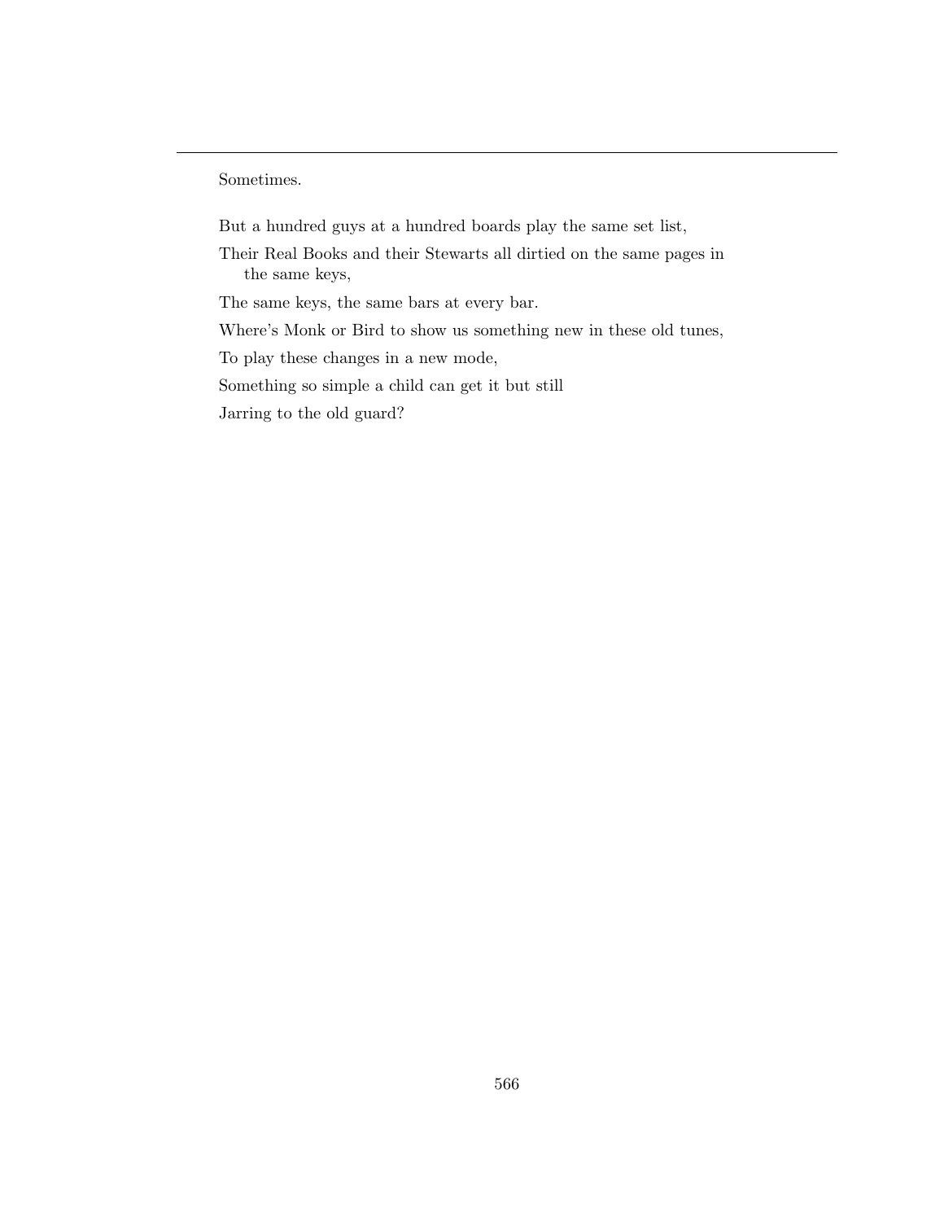Sometimes.

But a hundred guys at a hundred boards play the same set list,

Their Real Books and their Stewarts all dirtied on the same pages in the same keys,

The same keys, the same bars at every bar.

Where's Monk or Bird to show us something new in these old tunes,

To play these changes in a new mode,

Something so simple a child can get it but still

Jarring to the old guard?